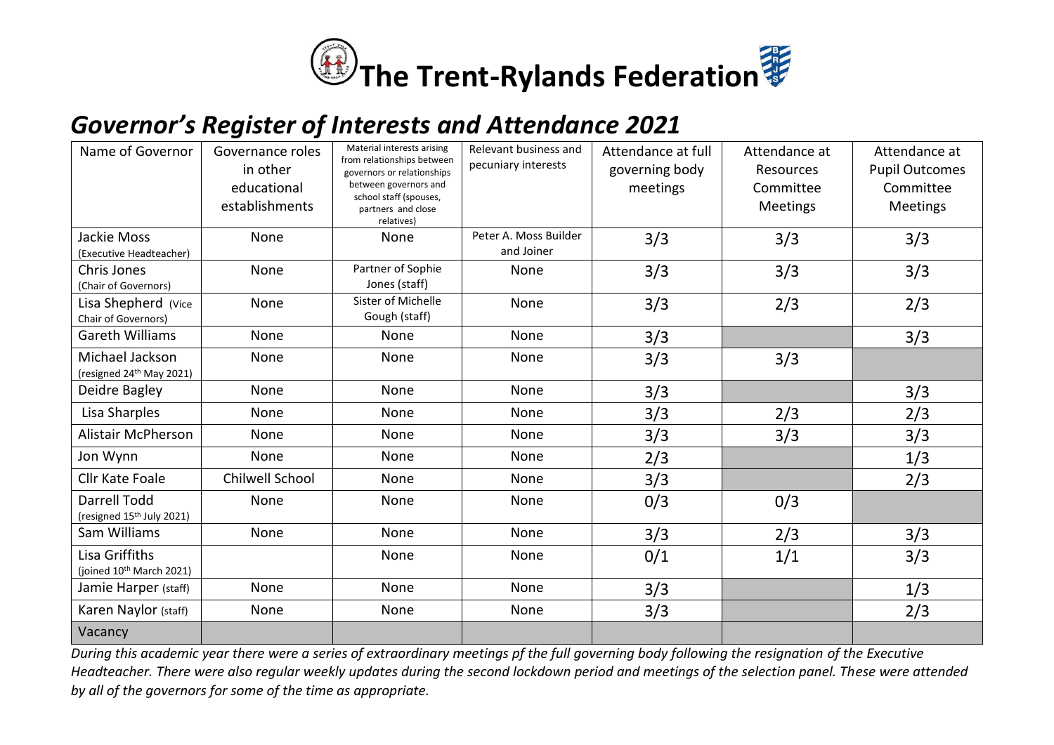# The Trent-Rylands Federation

## *Governor's Register of Interests and Attendance 2021*

| Name of Governor | Governance roles in other educational establishments | Material interests arising from relationships between governors or relationships between governors and school staff (spouses, partners and close relatives) | Relevant business and pecuniary interests | Attendance at full governing body meetings | Attendance at Resources Committee Meetings | Attendance at Pupil Outcomes Committee Meetings |
|---|---|---|---|---|---|---|
| Jackie Moss (Executive Headteacher) | None | None | Peter A. Moss Builder and Joiner | 3/3 | 3/3 | 3/3 |
| Chris Jones (Chair of Governors) | None | Partner of Sophie Jones (staff) | None | 3/3 | 3/3 | 3/3 |
| Lisa Shepherd (Vice Chair of Governors) | None | Sister of Michelle Gough (staff) | None | 3/3 | 2/3 | 2/3 |
| Gareth Williams | None | None | None | 3/3 | | 3/3 |
| Michael Jackson (resigned 24th May 2021) | None | None | None | 3/3 | 3/3 | |
| Deidre Bagley | None | None | None | 3/3 | | 3/3 |
| Lisa Sharples | None | None | None | 3/3 | 2/3 | 2/3 |
| Alistair McPherson | None | None | None | 3/3 | 3/3 | 3/3 |
| Jon Wynn | None | None | None | 2/3 | | 1/3 |
| Cllr Kate Foale | Chilwell School | None | None | 3/3 | | 2/3 |
| Darrell Todd (resigned 15th July 2021) | None | None | None | 0/3 | 0/3 | |
| Sam Williams | None | None | None | 3/3 | 2/3 | 3/3 |
| Lisa Griffiths (joined 10th March 2021) | | None | None | 0/1 | 1/1 | 3/3 |
| Jamie Harper (staff) | None | None | None | 3/3 | | 1/3 |
| Karen Naylor (staff) | None | None | None | 3/3 | | 2/3 |
| Vacancy | | | | | | |

*During this academic year there were a series of extraordinary meetings pf the full governing body following the resignation of the Executive Headteacher. There were also regular weekly updates during the second lockdown period and meetings of the selection panel. These were attended by all of the governors for some of the time as appropriate.*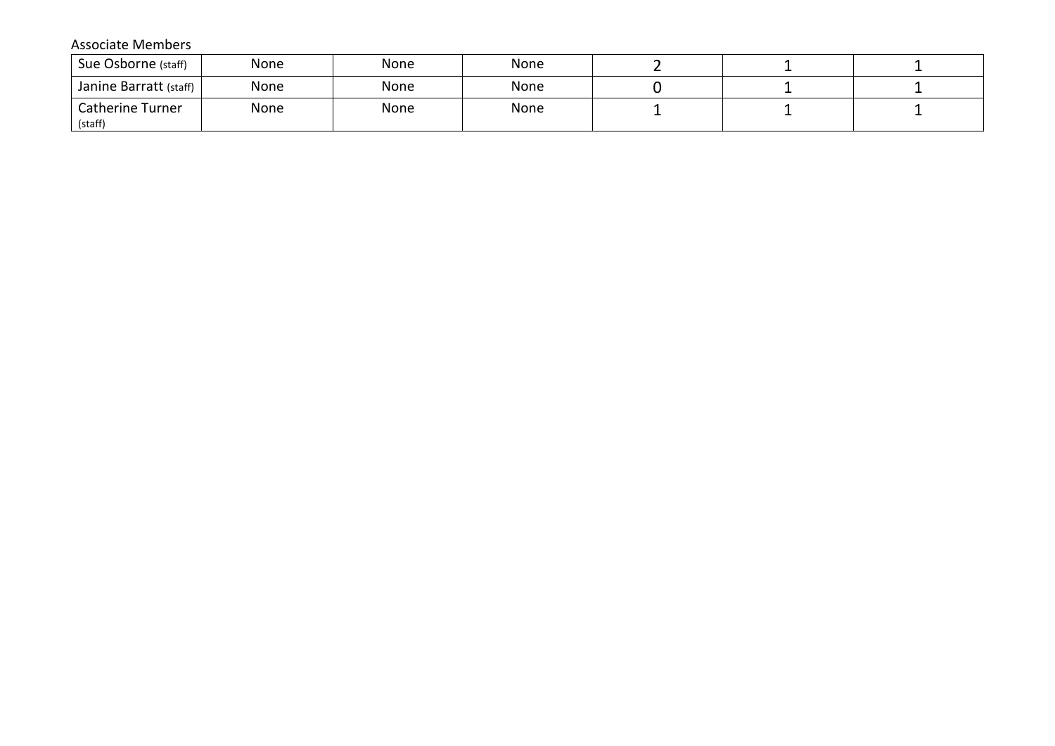Associate Members

| | | | | | | |
|---|---|---|---|---|---|---|
| Sue Osborne (staff) | None | None | None | 2 | 1 | 1 |
| Janine Barratt (staff) | None | None | None | 0 | 1 | 1 |
| Catherine Turner (staff) | None | None | None | 1 | 1 | 1 |